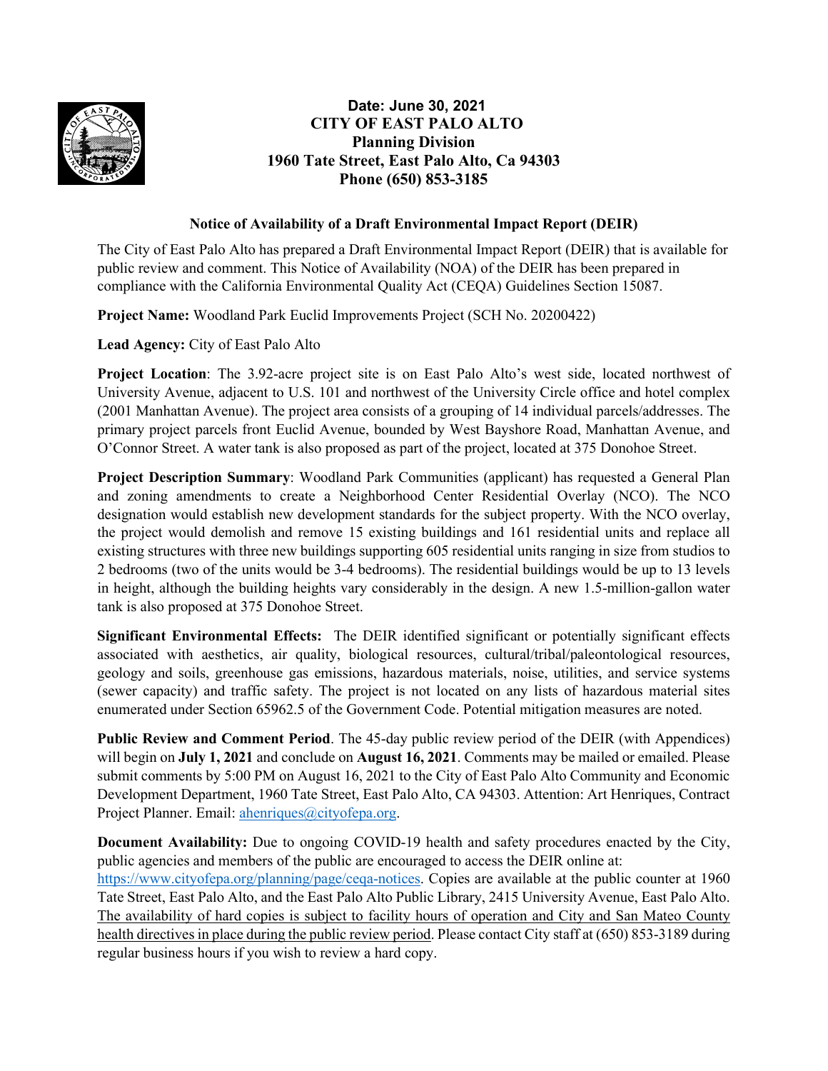**Date: June 30, 2021**
**CITY OF EAST PALO ALTO**
**Planning Division**
**1960 Tate Street, East Palo Alto, Ca 94303**
**Phone (650) 853-3185**

## Notice of Availability of a Draft Environmental Impact Report (DEIR)

The City of East Palo Alto has prepared a Draft Environmental Impact Report (DEIR) that is available for public review and comment. This Notice of Availability (NOA) of the DEIR has been prepared in compliance with the California Environmental Quality Act (CEQA) Guidelines Section 15087.

**Project Name:** Woodland Park Euclid Improvements Project (SCH No. 20200422)

**Lead Agency:** City of East Palo Alto

**Project Location**: The 3.92-acre project site is on East Palo Alto's west side, located northwest of University Avenue, adjacent to U.S. 101 and northwest of the University Circle office and hotel complex (2001 Manhattan Avenue). The project area consists of a grouping of 14 individual parcels/addresses. The primary project parcels front Euclid Avenue, bounded by West Bayshore Road, Manhattan Avenue, and O'Connor Street. A water tank is also proposed as part of the project, located at 375 Donohoe Street.

**Project Description Summary**: Woodland Park Communities (applicant) has requested a General Plan and zoning amendments to create a Neighborhood Center Residential Overlay (NCO). The NCO designation would establish new development standards for the subject property. With the NCO overlay, the project would demolish and remove 15 existing buildings and 161 residential units and replace all existing structures with three new buildings supporting 605 residential units ranging in size from studios to 2 bedrooms (two of the units would be 3-4 bedrooms). The residential buildings would be up to 13 levels in height, although the building heights vary considerably in the design. A new 1.5-million-gallon water tank is also proposed at 375 Donohoe Street.

**Significant Environmental Effects:** The DEIR identified significant or potentially significant effects associated with aesthetics, air quality, biological resources, cultural/tribal/paleontological resources, geology and soils, greenhouse gas emissions, hazardous materials, noise, utilities, and service systems (sewer capacity) and traffic safety. The project is not located on any lists of hazardous material sites enumerated under Section 65962.5 of the Government Code. Potential mitigation measures are noted.

**Public Review and Comment Period**. The 45-day public review period of the DEIR (with Appendices) will begin on **July 1, 2021** and conclude on **August 16, 2021**. Comments may be mailed or emailed. Please submit comments by 5:00 PM on August 16, 2021 to the City of East Palo Alto Community and Economic Development Department, 1960 Tate Street, East Palo Alto, CA 94303. Attention: Art Henriques, Contract Project Planner. Email: ahenriques@cityofepa.org.

**Document Availability:** Due to ongoing COVID-19 health and safety procedures enacted by the City, public agencies and members of the public are encouraged to access the DEIR online at: https://www.cityofepa.org/planning/page/ceqa-notices. Copies are available at the public counter at 1960 Tate Street, East Palo Alto, and the East Palo Alto Public Library, 2415 University Avenue, East Palo Alto. The availability of hard copies is subject to facility hours of operation and City and San Mateo County health directives in place during the public review period. Please contact City staff at (650) 853-3189 during regular business hours if you wish to review a hard copy.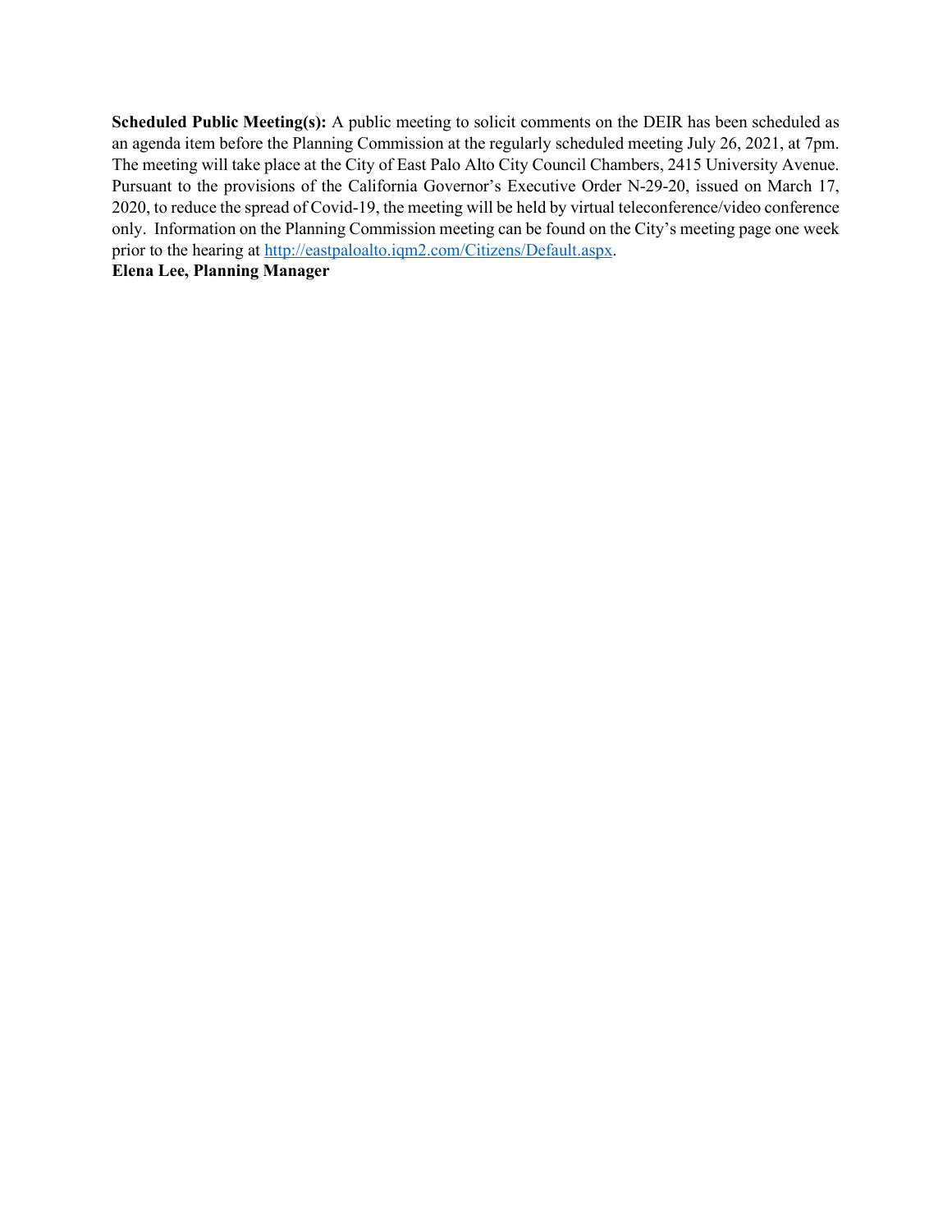**Scheduled Public Meeting(s):** A public meeting to solicit comments on the DEIR has been scheduled as an agenda item before the Planning Commission at the regularly scheduled meeting July 26, 2021, at 7pm. The meeting will take place at the City of East Palo Alto City Council Chambers, 2415 University Avenue. Pursuant to the provisions of the California Governor's Executive Order N-29-20, issued on March 17, 2020, to reduce the spread of Covid-19, the meeting will be held by virtual teleconference/video conference only. Information on the Planning Commission meeting can be found on the City's meeting page one week prior to the hearing at [http://eastpaloalto.iqm2.com/Citizens/Default.aspx](http://eastpaloalto.iqm2.com/Citizens/Default.aspx).

**Elena Lee, Planning Manager**